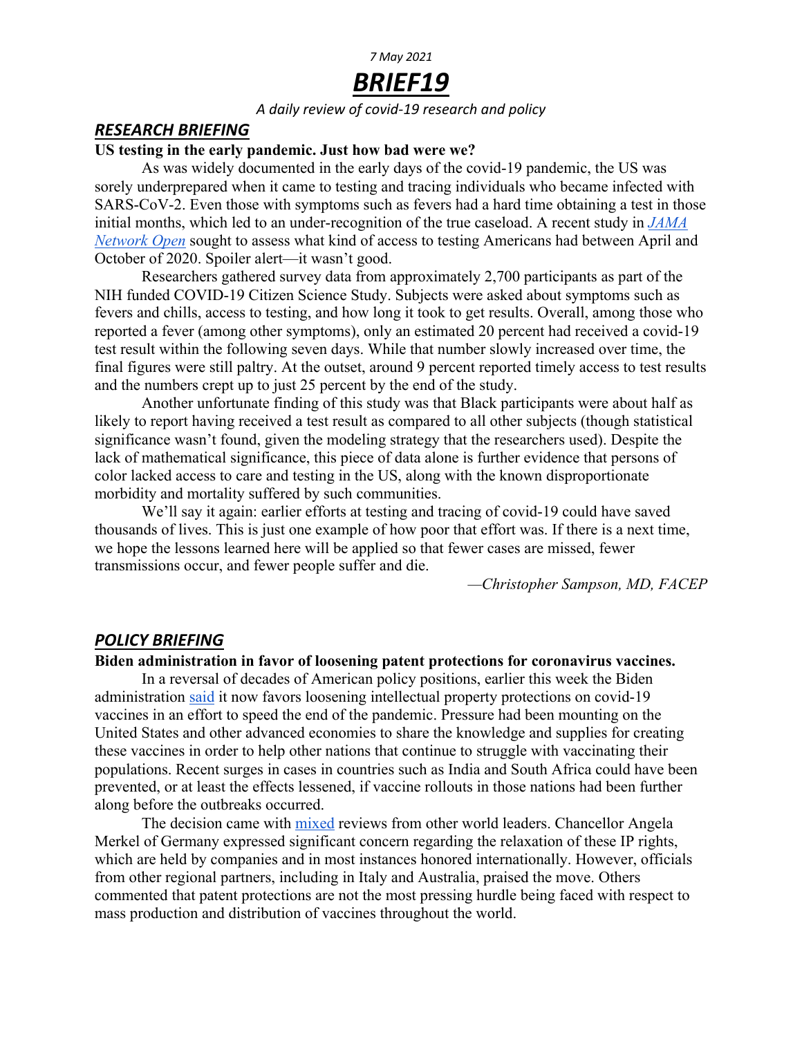*7 May 2021*

# *BRIEF19*

*A daily review of covid-19 research and policy*

## *RESEARCH BRIEFING*

**US testing in the early pandemic. Just how bad were we?**

As was widely documented in the early days of the covid-19 pandemic, the US was sorely underprepared when it came to testing and tracing individuals who became infected with SARS-CoV-2. Even those with symptoms such as fevers had a hard time obtaining a test in those initial months, which led to an under-recognition of the true caseload. A recent study in *JAMA Network Open* sought to assess what kind of access to testing Americans had between April and October of 2020. Spoiler alert—it wasn't good.

Researchers gathered survey data from approximately 2,700 participants as part of the NIH funded COVID-19 Citizen Science Study. Subjects were asked about symptoms such as fevers and chills, access to testing, and how long it took to get results. Overall, among those who reported a fever (among other symptoms), only an estimated 20 percent had received a covid-19 test result within the following seven days. While that number slowly increased over time, the final figures were still paltry. At the outset, around 9 percent reported timely access to test results and the numbers crept up to just 25 percent by the end of the study.

Another unfortunate finding of this study was that Black participants were about half as likely to report having received a test result as compared to all other subjects (though statistical significance wasn't found, given the modeling strategy that the researchers used). Despite the lack of mathematical significance, this piece of data alone is further evidence that persons of color lacked access to care and testing in the US, along with the known disproportionate morbidity and mortality suffered by such communities.

We'll say it again: earlier efforts at testing and tracing of covid-19 could have saved thousands of lives. This is just one example of how poor that effort was. If there is a next time, we hope the lessons learned here will be applied so that fewer cases are missed, fewer transmissions occur, and fewer people suffer and die.

*—Christopher Sampson, MD, FACEP*

## *POLICY BRIEFING*

**Biden administration in favor of loosening patent protections for coronavirus vaccines.**

In a reversal of decades of American policy positions, earlier this week the Biden administration said it now favors loosening intellectual property protections on covid-19 vaccines in an effort to speed the end of the pandemic. Pressure had been mounting on the United States and other advanced economies to share the knowledge and supplies for creating these vaccines in order to help other nations that continue to struggle with vaccinating their populations. Recent surges in cases in countries such as India and South Africa could have been prevented, or at least the effects lessened, if vaccine rollouts in those nations had been further along before the outbreaks occurred.

The decision came with mixed reviews from other world leaders. Chancellor Angela Merkel of Germany expressed significant concern regarding the relaxation of these IP rights, which are held by companies and in most instances honored internationally. However, officials from other regional partners, including in Italy and Australia, praised the move. Others commented that patent protections are not the most pressing hurdle being faced with respect to mass production and distribution of vaccines throughout the world.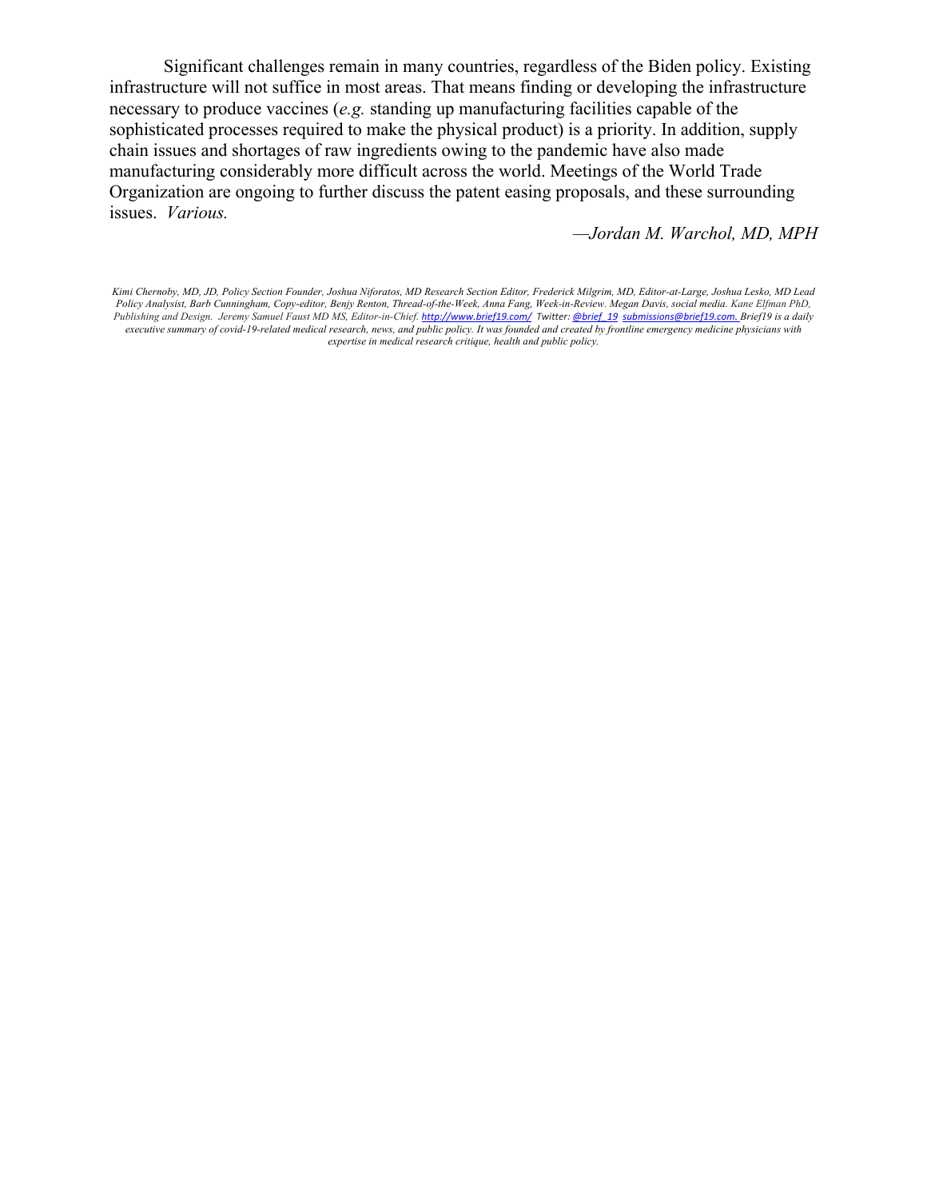Significant challenges remain in many countries, regardless of the Biden policy. Existing infrastructure will not suffice in most areas. That means finding or developing the infrastructure necessary to produce vaccines (*e.g.* standing up manufacturing facilities capable of the sophisticated processes required to make the physical product) is a priority. In addition, supply chain issues and shortages of raw ingredients owing to the pandemic have also made manufacturing considerably more difficult across the world. Meetings of the World Trade Organization are ongoing to further discuss the patent easing proposals, and these surrounding issues. *Various.*

*—Jordan M. Warchol, MD, MPH*

*Kimi Chernoby, MD, JD, Policy Section Founder, Joshua Niforatos, MD Research Section Editor, Frederick Milgrim, MD, Editor-at-Large, Joshua Lesko, MD Lead Policy Analyst, Barb Cunningham, Copy-editor, Benjy Renton, Thread-of-the-Week, Anna Fang, Week-in-Review. Megan Davis, social media. Kane Elfman PhD, Publishing and Design. Jeremy Samuel Faust MD MS, Editor-in-Chief. http://www.brief19.com/ Twitter: @brief_19 submissions@brief19.com. Brief19 is a daily executive summary of covid-19-related medical research, news, and public policy. It was founded and created by frontline emergency medicine physicians with expertise in medical research critique, health and public policy.*